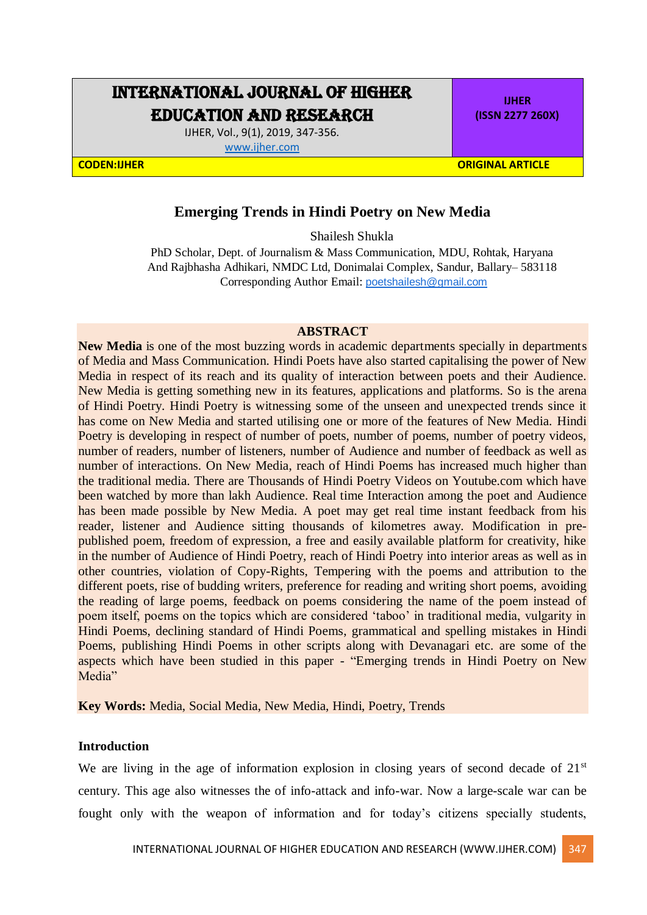# INTERNATIONAL JOURNAL OF HIGHER EDUCATION AND RESEARCH

www.ijher.com

IJHER (ISSN 2277 260X)

CODEN:IJHER

ORIGINAL ARTICLE

## Emerging Trends in Hindi Poetry on New Media

Shailesh Shukla

PhD Scholar, Dept. of Journalism & Mass Communication, MDU, Rohtak, Haryana
And Rajbhasha Adhikari, NMDC Ltd, Donimalai Complex, Sandur, Ballary– 583118
Corresponding Author Email: poetshailesh@gmail.com

### ABSTRACT

**New Media** is one of the most buzzing words in academic departments specially in departments of Media and Mass Communication. Hindi Poets have also started capitalising the power of New Media in respect of its reach and its quality of interaction between poets and their Audience. New Media is getting something new in its features, applications and platforms. So is the arena of Hindi Poetry. Hindi Poetry is witnessing some of the unseen and unexpected trends since it has come on New Media and started utilising one or more of the features of New Media. Hindi Poetry is developing in respect of number of poets, number of poems, number of poetry videos, number of readers, number of listeners, number of Audience and number of feedback as well as number of interactions. On New Media, reach of Hindi Poems has increased much higher than the traditional media. There are Thousands of Hindi Poetry Videos on Youtube.com which have been watched by more than lakh Audience. Real time Interaction among the poet and Audience has been made possible by New Media. A poet may get real time instant feedback from his reader, listener and Audience sitting thousands of kilometres away. Modification in pre-published poem, freedom of expression, a free and easily available platform for creativity, hike in the number of Audience of Hindi Poetry, reach of Hindi Poetry into interior areas as well as in other countries, violation of Copy-Rights, Tempering with the poems and attribution to the different poets, rise of budding writers, preference for reading and writing short poems, avoiding the reading of large poems, feedback on poems considering the name of the poem instead of poem itself, poems on the topics which are considered 'taboo' in traditional media, vulgarity in Hindi Poems, declining standard of Hindi Poems, grammatical and spelling mistakes in Hindi Poems, publishing Hindi Poems in other scripts along with Devanagari etc. are some of the aspects which have been studied in this paper - "Emerging trends in Hindi Poetry on New Media"

**Key Words:** Media, Social Media, New Media, Hindi, Poetry, Trends

### Introduction

We are living in the age of information explosion in closing years of second decade of 21$^{st}$ century. This age also witnesses the of info-attack and info-war. Now a large-scale war can be fought only with the weapon of information and for today's citizens specially students,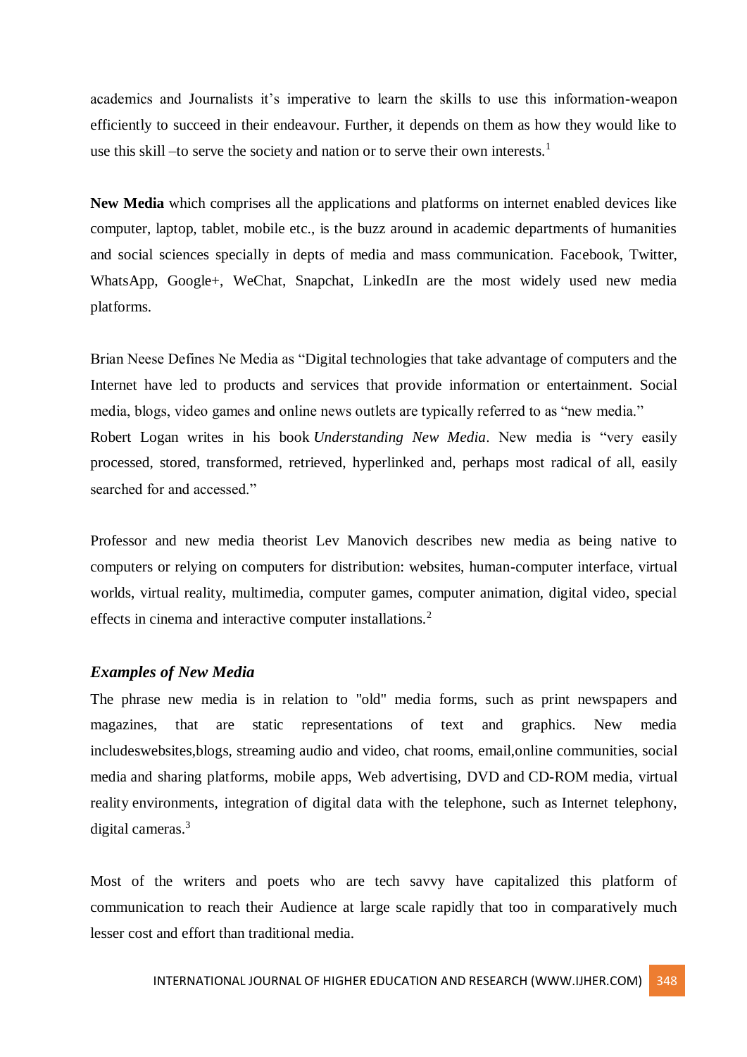academics and Journalists it's imperative to learn the skills to use this information-weapon efficiently to succeed in their endeavour. Further, it depends on them as how they would like to use this skill –to serve the society and nation or to serve their own interests.[1]

**New Media** which comprises all the applications and platforms on internet enabled devices like computer, laptop, tablet, mobile etc., is the buzz around in academic departments of humanities and social sciences specially in depts of media and mass communication. Facebook, Twitter, WhatsApp, Google+, WeChat, Snapchat, LinkedIn are the most widely used new media platforms.

Brian Neese Defines Ne Media as "Digital technologies that take advantage of computers and the Internet have led to products and services that provide information or entertainment. Social media, blogs, video games and online news outlets are typically referred to as "new media."
Robert Logan writes in his book *Understanding New Media*. New media is "very easily processed, stored, transformed, retrieved, hyperlinked and, perhaps most radical of all, easily searched for and accessed."

Professor and new media theorist Lev Manovich describes new media as being native to computers or relying on computers for distribution: websites, human-computer interface, virtual worlds, virtual reality, multimedia, computer games, computer animation, digital video, special effects in cinema and interactive computer installations.[2]

### *Examples of New Media*

The phrase new media is in relation to "old" media forms, such as print newspapers and magazines, that are static representations of text and graphics. New media includeswebsites,blogs, streaming audio and video, chat rooms, email,online communities, social media and sharing platforms, mobile apps, Web advertising, DVD and CD-ROM media, virtual reality environments, integration of digital data with the telephone, such as Internet telephony, digital cameras.[3]

Most of the writers and poets who are tech savvy have capitalized this platform of communication to reach their Audience at large scale rapidly that too in comparatively much lesser cost and effort than traditional media.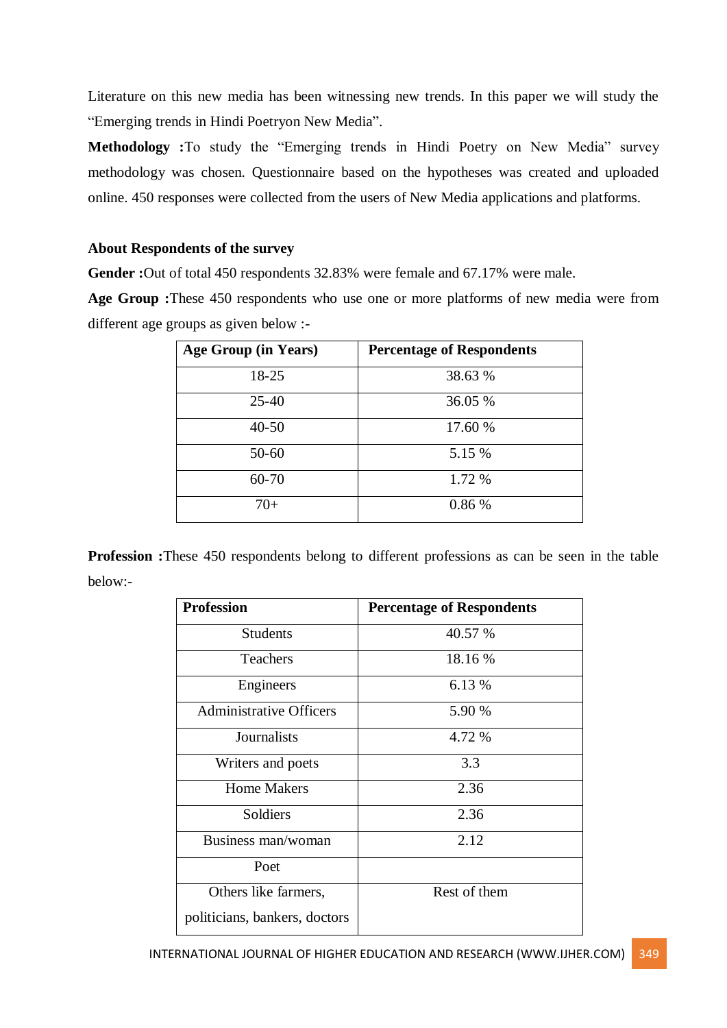Literature on this new media has been witnessing new trends. In this paper we will study the "Emerging trends in Hindi Poetryon New Media".

**Methodology :**To study the "Emerging trends in Hindi Poetry on New Media" survey methodology was chosen. Questionnaire based on the hypotheses was created and uploaded online. 450 responses were collected from the users of New Media applications and platforms.

**About Respondents of the survey**

**Gender :**Out of total 450 respondents 32.83% were female and 67.17% were male.

**Age Group :**These 450 respondents who use one or more platforms of new media were from different age groups as given below :-

| Age Group (in Years) | Percentage of Respondents |
|---|---|
| 18-25 | 38.63 % |
| 25-40 | 36.05 % |
| 40-50 | 17.60 % |
| 50-60 | 5.15 % |
| 60-70 | 1.72 % |
| 70+ | 0.86 % |

**Profession :**These 450 respondents belong to different professions as can be seen in the table below:-

| Profession | Percentage of Respondents |
|---|---|
| Students | 40.57 % |
| Teachers | 18.16 % |
| Engineers | 6.13 % |
| Administrative Officers | 5.90 % |
| Journalists | 4.72 % |
| Writers and poets | 3.3 |
| Home Makers | 2.36 |
| Soldiers | 2.36 |
| Business man/woman | 2.12 |
| Poet | |
| Others like farmers, politicians, bankers, doctors | Rest of them |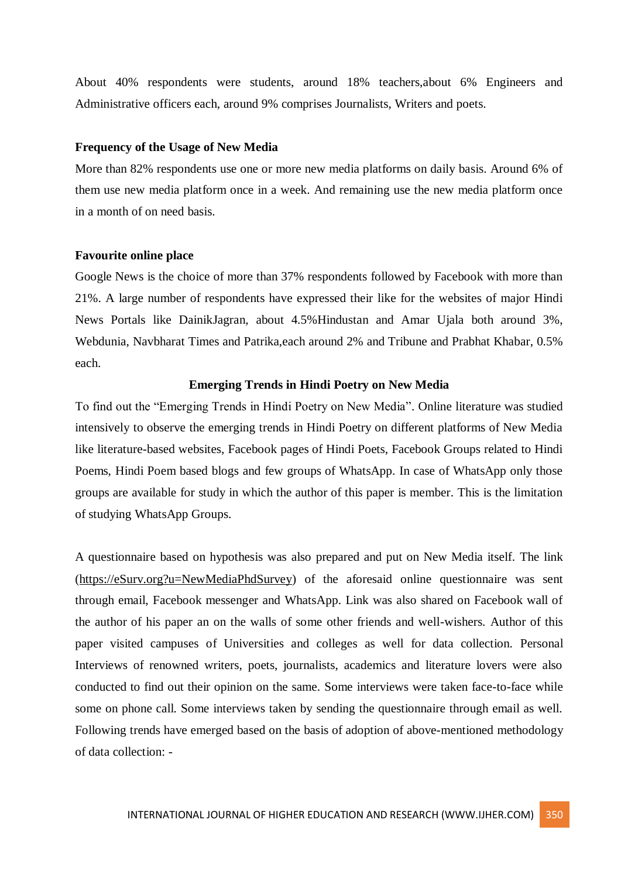About 40% respondents were students, around 18% teachers,about 6% Engineers and Administrative officers each, around 9% comprises Journalists, Writers and poets.

**Frequency of the Usage of New Media**

More than 82% respondents use one or more new media platforms on daily basis. Around 6% of them use new media platform once in a week. And remaining use the new media platform once in a month of on need basis.

**Favourite online place**

Google News is the choice of more than 37% respondents followed by Facebook with more than 21%. A large number of respondents have expressed their like for the websites of major Hindi News Portals like DainikJagran, about 4.5%Hindustan and Amar Ujala both around 3%, Webdunia, Navbharat Times and Patrika,each around 2% and Tribune and Prabhat Khabar, 0.5% each.

## Emerging Trends in Hindi Poetry on New Media

To find out the "Emerging Trends in Hindi Poetry on New Media". Online literature was studied intensively to observe the emerging trends in Hindi Poetry on different platforms of New Media like literature-based websites, Facebook pages of Hindi Poets, Facebook Groups related to Hindi Poems, Hindi Poem based blogs and few groups of WhatsApp. In case of WhatsApp only those groups are available for study in which the author of this paper is member. This is the limitation of studying WhatsApp Groups.

A questionnaire based on hypothesis was also prepared and put on New Media itself. The link (https://eSurv.org?u=NewMediaPhdSurvey) of the aforesaid online questionnaire was sent through email, Facebook messenger and WhatsApp. Link was also shared on Facebook wall of the author of his paper an on the walls of some other friends and well-wishers. Author of this paper visited campuses of Universities and colleges as well for data collection. Personal Interviews of renowned writers, poets, journalists, academics and literature lovers were also conducted to find out their opinion on the same. Some interviews were taken face-to-face while some on phone call. Some interviews taken by sending the questionnaire through email as well. Following trends have emerged based on the basis of adoption of above-mentioned methodology of data collection: -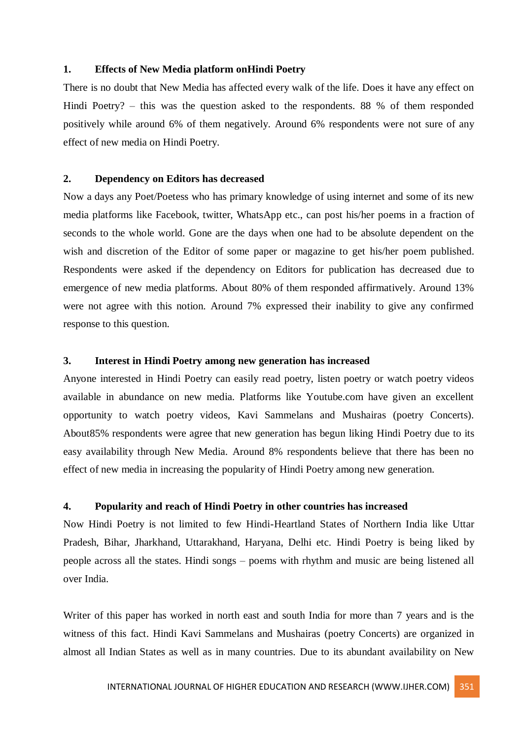**1. Effects of New Media platform onHindi Poetry**

There is no doubt that New Media has affected every walk of the life. Does it have any effect on Hindi Poetry? – this was the question asked to the respondents. 88 % of them responded positively while around 6% of them negatively. Around 6% respondents were not sure of any effect of new media on Hindi Poetry.

**2. Dependency on Editors has decreased**

Now a days any Poet/Poetess who has primary knowledge of using internet and some of its new media platforms like Facebook, twitter, WhatsApp etc., can post his/her poems in a fraction of seconds to the whole world. Gone are the days when one had to be absolute dependent on the wish and discretion of the Editor of some paper or magazine to get his/her poem published. Respondents were asked if the dependency on Editors for publication has decreased due to emergence of new media platforms. About 80% of them responded affirmatively. Around 13% were not agree with this notion. Around 7% expressed their inability to give any confirmed response to this question.

**3. Interest in Hindi Poetry among new generation has increased**

Anyone interested in Hindi Poetry can easily read poetry, listen poetry or watch poetry videos available in abundance on new media. Platforms like Youtube.com have given an excellent opportunity to watch poetry videos, Kavi Sammelans and Mushairas (poetry Concerts). About85% respondents were agree that new generation has begun liking Hindi Poetry due to its easy availability through New Media. Around 8% respondents believe that there has been no effect of new media in increasing the popularity of Hindi Poetry among new generation.

**4. Popularity and reach of Hindi Poetry in other countries has increased**

Now Hindi Poetry is not limited to few Hindi-Heartland States of Northern India like Uttar Pradesh, Bihar, Jharkhand, Uttarakhand, Haryana, Delhi etc. Hindi Poetry is being liked by people across all the states. Hindi songs – poems with rhythm and music are being listened all over India.

Writer of this paper has worked in north east and south India for more than 7 years and is the witness of this fact. Hindi Kavi Sammelans and Mushairas (poetry Concerts) are organized in almost all Indian States as well as in many countries. Due to its abundant availability on New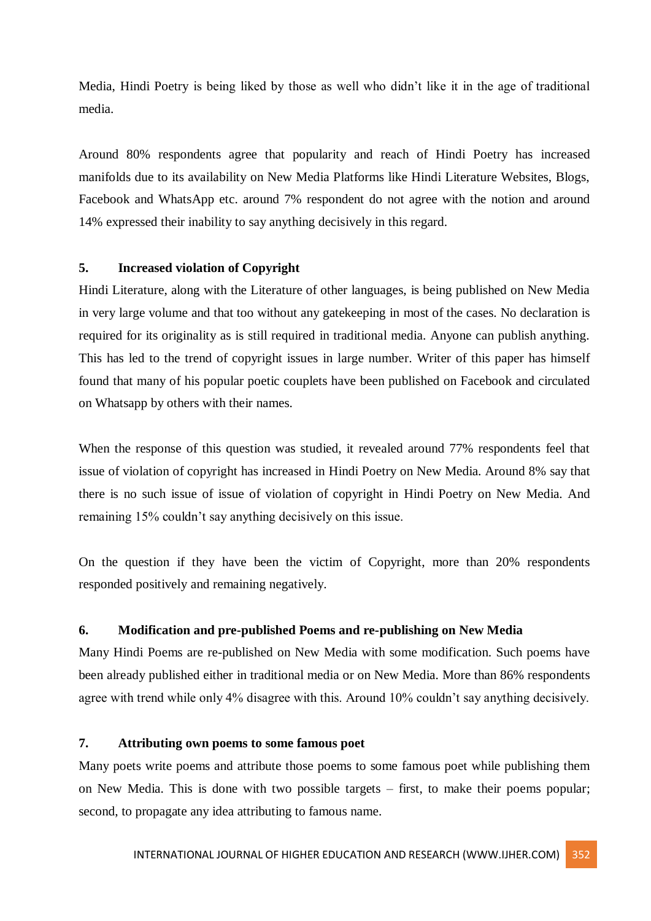Media, Hindi Poetry is being liked by those as well who didn't like it in the age of traditional media.

Around 80% respondents agree that popularity and reach of Hindi Poetry has increased manifolds due to its availability on New Media Platforms like Hindi Literature Websites, Blogs, Facebook and WhatsApp etc. around 7% respondent do not agree with the notion and around 14% expressed their inability to say anything decisively in this regard.

### 5. Increased violation of Copyright

Hindi Literature, along with the Literature of other languages, is being published on New Media in very large volume and that too without any gatekeeping in most of the cases. No declaration is required for its originality as is still required in traditional media. Anyone can publish anything. This has led to the trend of copyright issues in large number. Writer of this paper has himself found that many of his popular poetic couplets have been published on Facebook and circulated on Whatsapp by others with their names.

When the response of this question was studied, it revealed around 77% respondents feel that issue of violation of copyright has increased in Hindi Poetry on New Media. Around 8% say that there is no such issue of issue of violation of copyright in Hindi Poetry on New Media. And remaining 15% couldn't say anything decisively on this issue.

On the question if they have been the victim of Copyright, more than 20% respondents responded positively and remaining negatively.

### 6. Modification and pre-published Poems and re-publishing on New Media

Many Hindi Poems are re-published on New Media with some modification. Such poems have been already published either in traditional media or on New Media. More than 86% respondents agree with trend while only 4% disagree with this. Around 10% couldn't say anything decisively.

### 7. Attributing own poems to some famous poet

Many poets write poems and attribute those poems to some famous poet while publishing them on New Media. This is done with two possible targets – first, to make their poems popular; second, to propagate any idea attributing to famous name.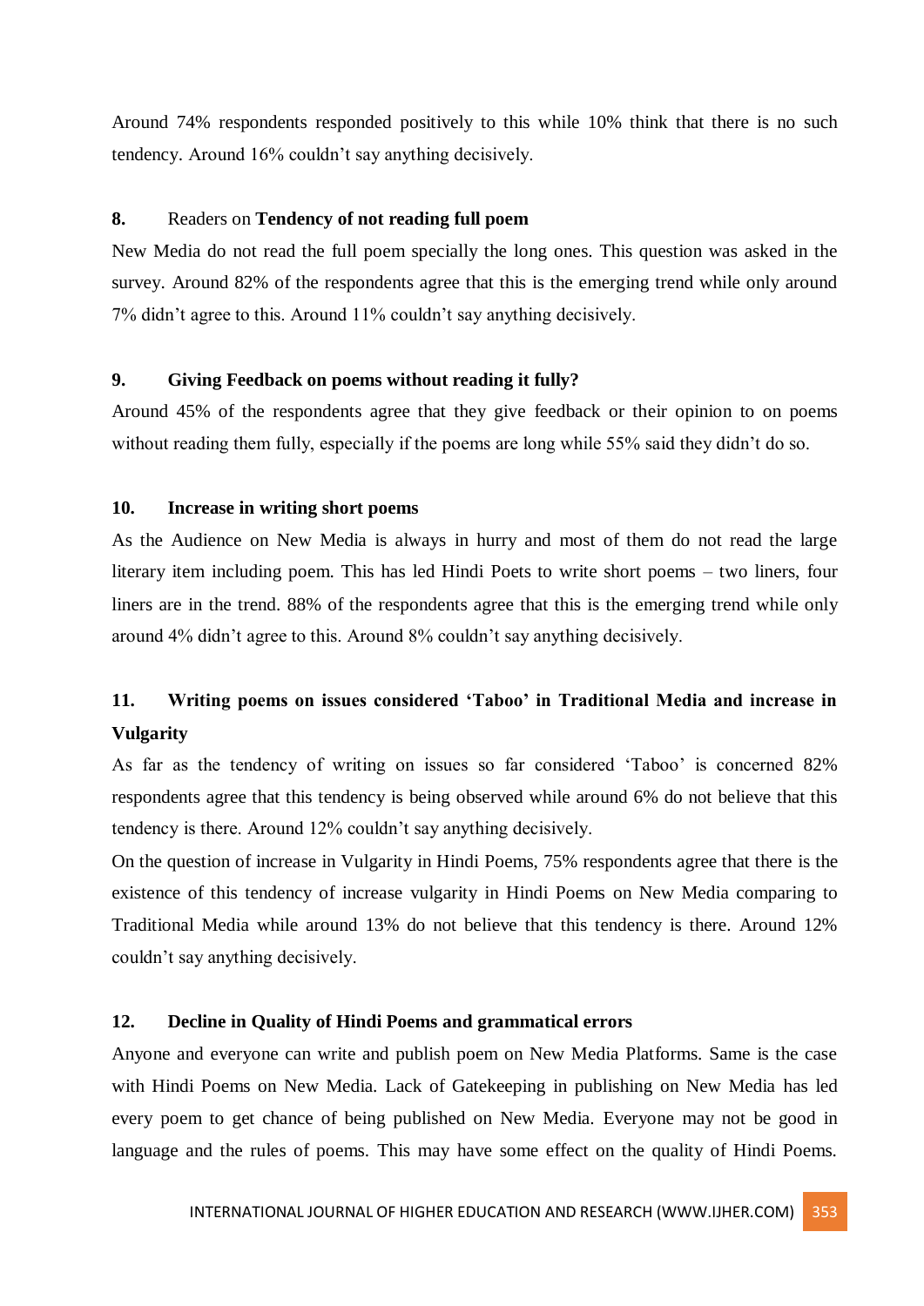Around 74% respondents responded positively to this while 10% think that there is no such tendency. Around 16% couldn't say anything decisively.

**8.** Readers on **Tendency of not reading full poem**

New Media do not read the full poem specially the long ones. This question was asked in the survey. Around 82% of the respondents agree that this is the emerging trend while only around 7% didn't agree to this. Around 11% couldn't say anything decisively.

**9. Giving Feedback on poems without reading it fully?**

Around 45% of the respondents agree that they give feedback or their opinion to on poems without reading them fully, especially if the poems are long while 55% said they didn't do so.

**10. Increase in writing short poems**

As the Audience on New Media is always in hurry and most of them do not read the large literary item including poem. This has led Hindi Poets to write short poems – two liners, four liners are in the trend. 88% of the respondents agree that this is the emerging trend while only around 4% didn't agree to this. Around 8% couldn't say anything decisively.

**11. Writing poems on issues considered 'Taboo' in Traditional Media and increase in Vulgarity**

As far as the tendency of writing on issues so far considered 'Taboo' is concerned 82% respondents agree that this tendency is being observed while around 6% do not believe that this tendency is there. Around 12% couldn't say anything decisively.

On the question of increase in Vulgarity in Hindi Poems, 75% respondents agree that there is the existence of this tendency of increase vulgarity in Hindi Poems on New Media comparing to Traditional Media while around 13% do not believe that this tendency is there. Around 12% couldn't say anything decisively.

**12. Decline in Quality of Hindi Poems and grammatical errors**

Anyone and everyone can write and publish poem on New Media Platforms. Same is the case with Hindi Poems on New Media. Lack of Gatekeeping in publishing on New Media has led every poem to get chance of being published on New Media. Everyone may not be good in language and the rules of poems. This may have some effect on the quality of Hindi Poems.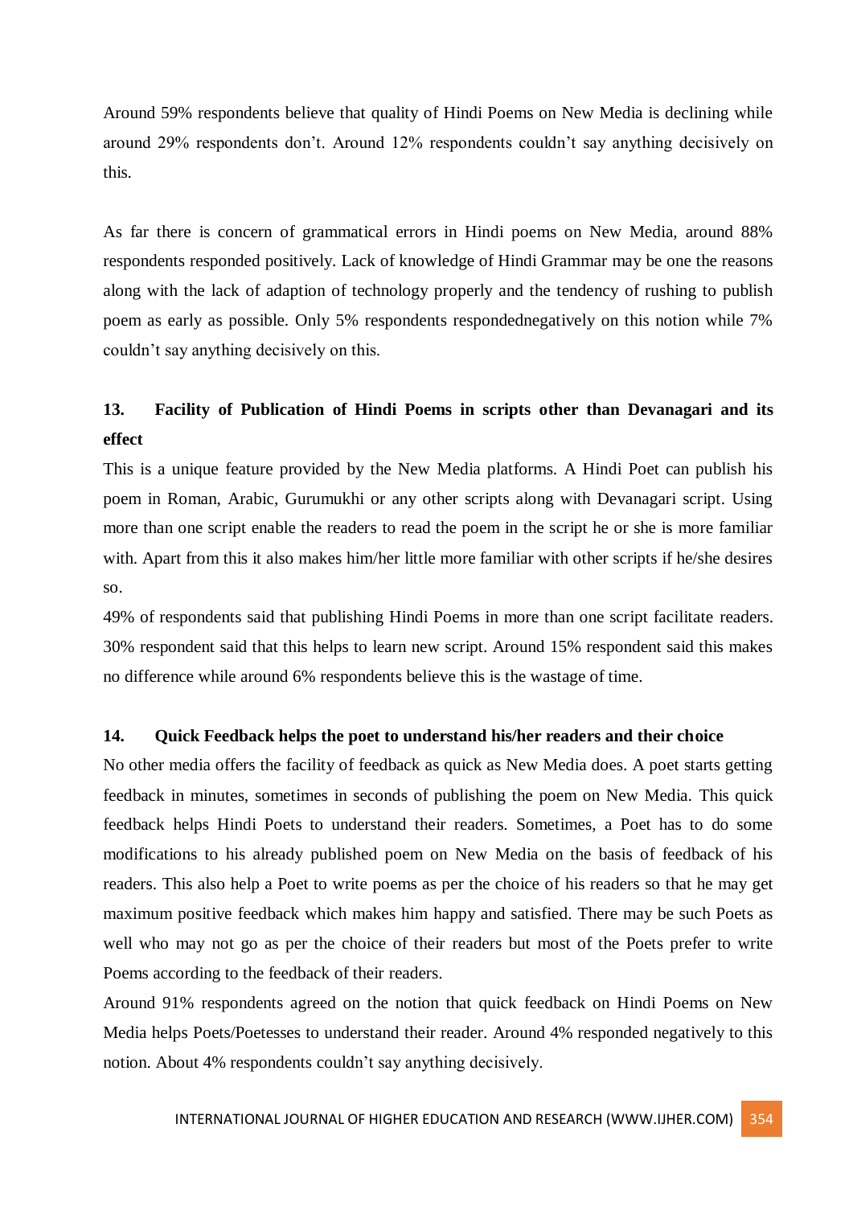Around 59% respondents believe that quality of Hindi Poems on New Media is declining while around 29% respondents don't. Around 12% respondents couldn't say anything decisively on this.

As far there is concern of grammatical errors in Hindi poems on New Media, around 88% respondents responded positively. Lack of knowledge of Hindi Grammar may be one the reasons along with the lack of adaption of technology properly and the tendency of rushing to publish poem as early as possible. Only 5% respondents respondednegatively on this notion while 7% couldn't say anything decisively on this.

## 13. Facility of Publication of Hindi Poems in scripts other than Devanagari and its effect

This is a unique feature provided by the New Media platforms. A Hindi Poet can publish his poem in Roman, Arabic, Gurumukhi or any other scripts along with Devanagari script. Using more than one script enable the readers to read the poem in the script he or she is more familiar with. Apart from this it also makes him/her little more familiar with other scripts if he/she desires so.

49% of respondents said that publishing Hindi Poems in more than one script facilitate readers. 30% respondent said that this helps to learn new script. Around 15% respondent said this makes no difference while around 6% respondents believe this is the wastage of time.

## 14. Quick Feedback helps the poet to understand his/her readers and their choice

No other media offers the facility of feedback as quick as New Media does. A poet starts getting feedback in minutes, sometimes in seconds of publishing the poem on New Media. This quick feedback helps Hindi Poets to understand their readers. Sometimes, a Poet has to do some modifications to his already published poem on New Media on the basis of feedback of his readers. This also help a Poet to write poems as per the choice of his readers so that he may get maximum positive feedback which makes him happy and satisfied. There may be such Poets as well who may not go as per the choice of their readers but most of the Poets prefer to write Poems according to the feedback of their readers.

Around 91% respondents agreed on the notion that quick feedback on Hindi Poems on New Media helps Poets/Poetesses to understand their reader. Around 4% responded negatively to this notion. About 4% respondents couldn't say anything decisively.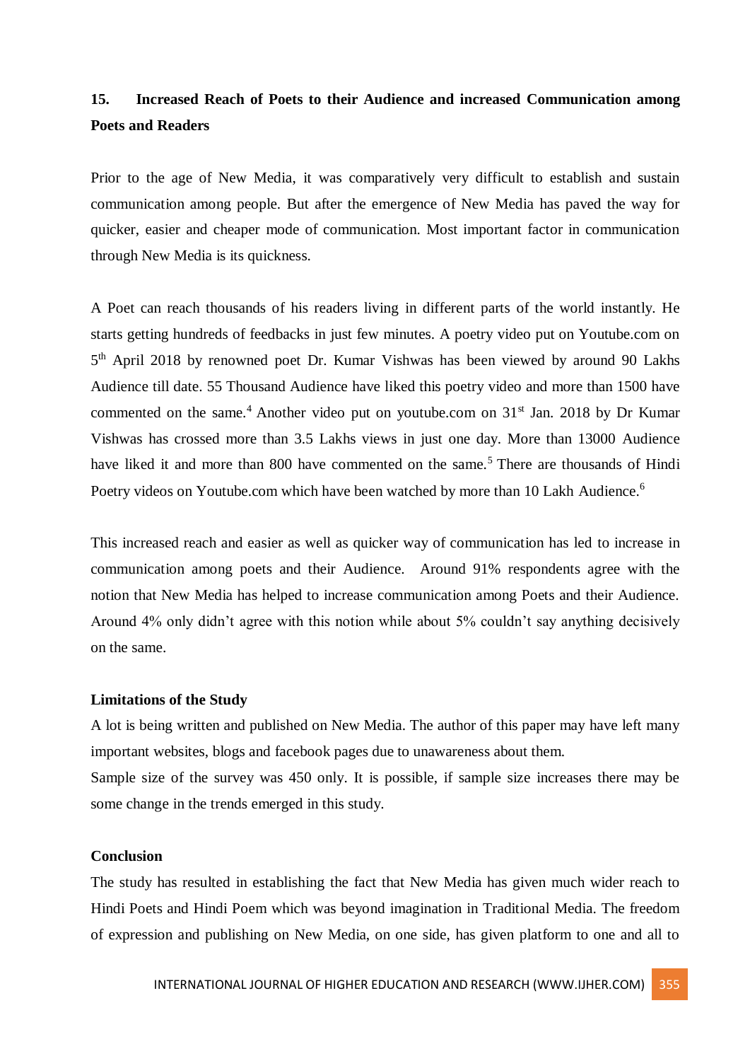## 15. Increased Reach of Poets to their Audience and increased Communication among Poets and Readers

Prior to the age of New Media, it was comparatively very difficult to establish and sustain communication among people. But after the emergence of New Media has paved the way for quicker, easier and cheaper mode of communication. Most important factor in communication through New Media is its quickness.

A Poet can reach thousands of his readers living in different parts of the world instantly. He starts getting hundreds of feedbacks in just few minutes. A poetry video put on Youtube.com on 5th April 2018 by renowned poet Dr. Kumar Vishwas has been viewed by around 90 Lakhs Audience till date. 55 Thousand Audience have liked this poetry video and more than 1500 have commented on the same.[4] Another video put on youtube.com on 31st Jan. 2018 by Dr Kumar Vishwas has crossed more than 3.5 Lakhs views in just one day. More than 13000 Audience have liked it and more than 800 have commented on the same.[5] There are thousands of Hindi Poetry videos on Youtube.com which have been watched by more than 10 Lakh Audience.[6]

This increased reach and easier as well as quicker way of communication has led to increase in communication among poets and their Audience. Around 91% respondents agree with the notion that New Media has helped to increase communication among Poets and their Audience. Around 4% only didn't agree with this notion while about 5% couldn't say anything decisively on the same.

**Limitations of the Study**

A lot is being written and published on New Media. The author of this paper may have left many important websites, blogs and facebook pages due to unawareness about them.

Sample size of the survey was 450 only. It is possible, if sample size increases there may be some change in the trends emerged in this study.

**Conclusion**

The study has resulted in establishing the fact that New Media has given much wider reach to Hindi Poets and Hindi Poem which was beyond imagination in Traditional Media. The freedom of expression and publishing on New Media, on one side, has given platform to one and all to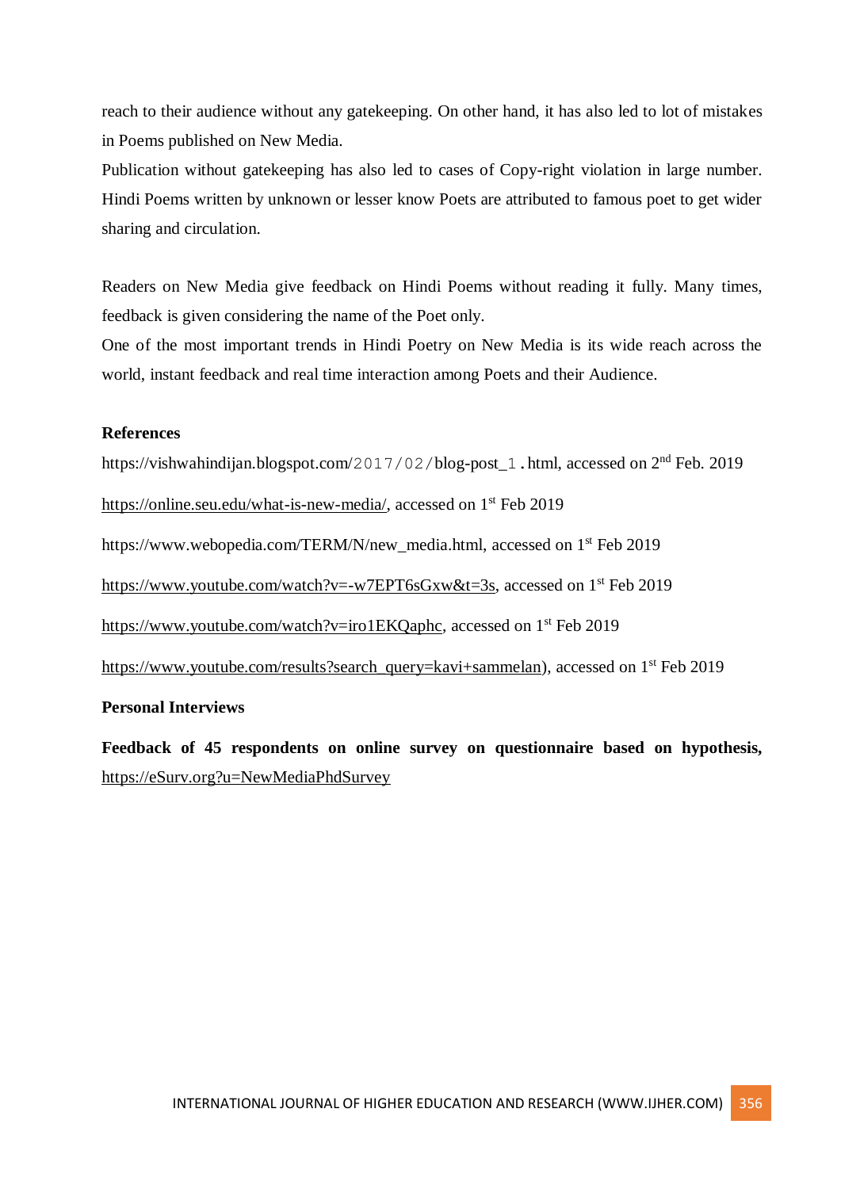reach to their audience without any gatekeeping. On other hand, it has also led to lot of mistakes in Poems published on New Media.

Publication without gatekeeping has also led to cases of Copy-right violation in large number. Hindi Poems written by unknown or lesser know Poets are attributed to famous poet to get wider sharing and circulation.

Readers on New Media give feedback on Hindi Poems without reading it fully. Many times, feedback is given considering the name of the Poet only.

One of the most important trends in Hindi Poetry on New Media is its wide reach across the world, instant feedback and real time interaction among Poets and their Audience.

**References**

https://vishwahindijan.blogspot.com/2017/02/blog-post_1.html, accessed on 2nd Feb. 2019

https://online.seu.edu/what-is-new-media/, accessed on 1st Feb 2019

https://www.webopedia.com/TERM/N/new_media.html, accessed on 1st Feb 2019

https://www.youtube.com/watch?v=-w7EPT6sGxw&t=3s, accessed on 1st Feb 2019

https://www.youtube.com/watch?v=iro1EKQaphc, accessed on 1st Feb 2019

https://www.youtube.com/results?search_query=kavi+sammelan), accessed on 1st Feb 2019

**Personal Interviews**

**Feedback of 45 respondents on online survey on questionnaire based on hypothesis,** https://eSurv.org?u=NewMediaPhdSurvey